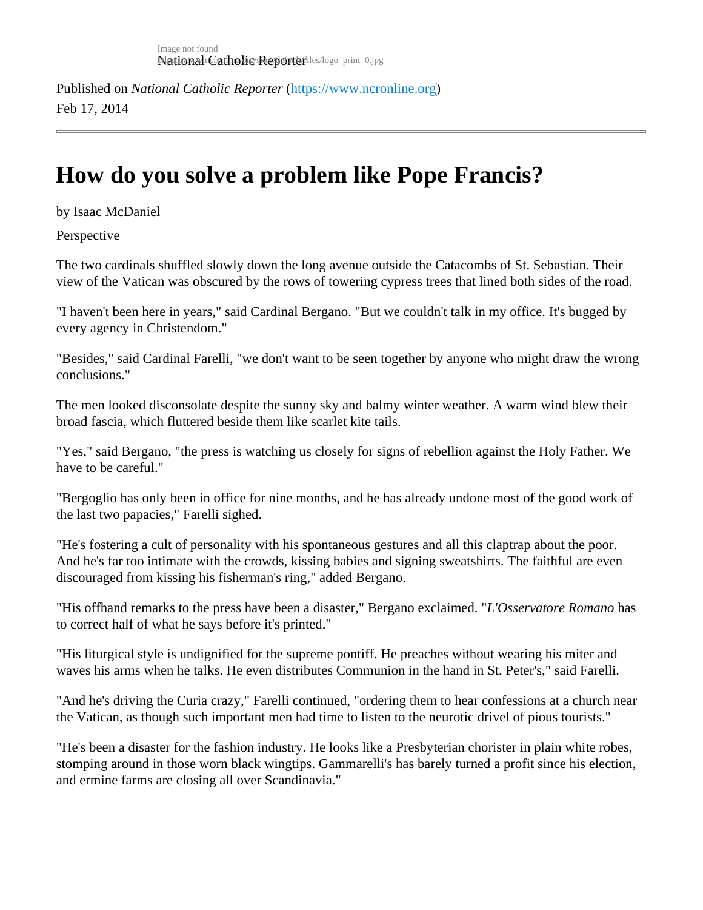Published on *National Catholic Reporter* (https://www.ncronline.org)
Feb 17, 2014

# How do you solve a problem like Pope Francis?

by Isaac McDaniel

Perspective

The two cardinals shuffled slowly down the long avenue outside the Catacombs of St. Sebastian. Their view of the Vatican was obscured by the rows of towering cypress trees that lined both sides of the road.

"I haven't been here in years," said Cardinal Bergano. "But we couldn't talk in my office. It's bugged by every agency in Christendom."

"Besides," said Cardinal Farelli, "we don't want to be seen together by anyone who might draw the wrong conclusions."

The men looked disconsolate despite the sunny sky and balmy winter weather. A warm wind blew their broad fascia, which fluttered beside them like scarlet kite tails.

"Yes," said Bergano, "the press is watching us closely for signs of rebellion against the Holy Father. We have to be careful."

"Bergoglio has only been in office for nine months, and he has already undone most of the good work of the last two papacies," Farelli sighed.

"He's fostering a cult of personality with his spontaneous gestures and all this claptrap about the poor. And he's far too intimate with the crowds, kissing babies and signing sweatshirts. The faithful are even discouraged from kissing his fisherman's ring," added Bergano.

"His offhand remarks to the press have been a disaster," Bergano exclaimed. "*L'Osservatore Romano* has to correct half of what he says before it's printed."

"His liturgical style is undignified for the supreme pontiff. He preaches without wearing his miter and waves his arms when he talks. He even distributes Communion in the hand in St. Peter's," said Farelli.

"And he's driving the Curia crazy," Farelli continued, "ordering them to hear confessions at a church near the Vatican, as though such important men had time to listen to the neurotic drivel of pious tourists."

"He's been a disaster for the fashion industry. He looks like a Presbyterian chorister in plain white robes, stomping around in those worn black wingtips. Gammarelli's has barely turned a profit since his election, and ermine farms are closing all over Scandinavia."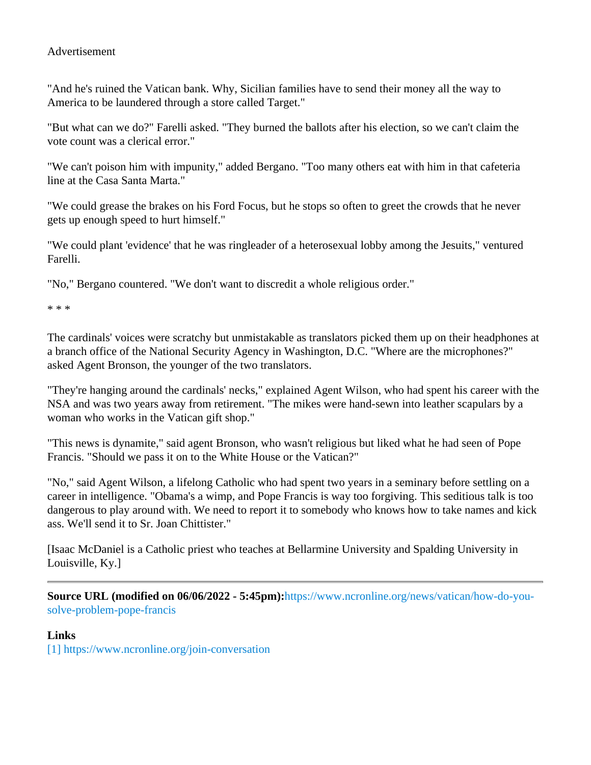Advertisement

"And he's ruined the Vatican bank. Why, Sicilian families have to send their money all the way to America to be laundered through a store called Target."

"But what can we do?" Farelli asked. "They burned the ballots after his election, so we can't claim the vote count was a clerical error."

"We can't poison him with impunity," added Bergano. "Too many others eat with him in that cafeteria line at the Casa Santa Marta."

"We could grease the brakes on his Ford Focus, but he stops so often to greet the crowds that he never gets up enough speed to hurt himself."

"We could plant 'evidence' that he was ringleader of a heterosexual lobby among the Jesuits," ventured Farelli.

"No," Bergano countered. "We don't want to discredit a whole religious order."

* * *

The cardinals' voices were scratchy but unmistakable as translators picked them up on their headphones at a branch office of the National Security Agency in Washington, D.C. "Where are the microphones?" asked Agent Bronson, the younger of the two translators.

"They're hanging around the cardinals' necks," explained Agent Wilson, who had spent his career with the NSA and was two years away from retirement. "The mikes were hand-sewn into leather scapulars by a woman who works in the Vatican gift shop."

"This news is dynamite," said agent Bronson, who wasn't religious but liked what he had seen of Pope Francis. "Should we pass it on to the White House or the Vatican?"

"No," said Agent Wilson, a lifelong Catholic who had spent two years in a seminary before settling on a career in intelligence. "Obama's a wimp, and Pope Francis is way too forgiving. This seditious talk is too dangerous to play around with. We need to report it to somebody who knows how to take names and kick ass. We'll send it to Sr. Joan Chittister."

[Isaac McDaniel is a Catholic priest who teaches at Bellarmine University and Spalding University in Louisville, Ky.]

---

**Source URL (modified on 06/06/2022 - 5:45pm):** https://www.ncronline.org/news/vatican/how-do-you-solve-problem-pope-francis

**Links**
[1] https://www.ncronline.org/join-conversation